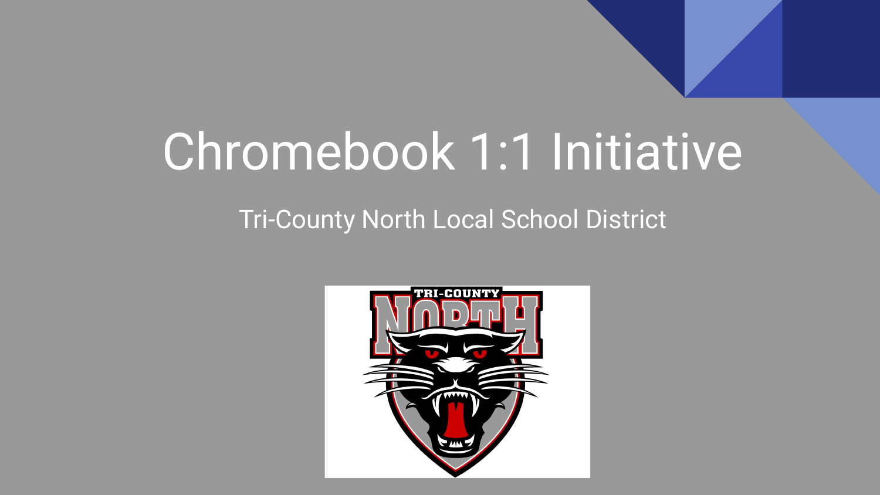# Chromebook 1:1 Initiative

Tri-County North Local School District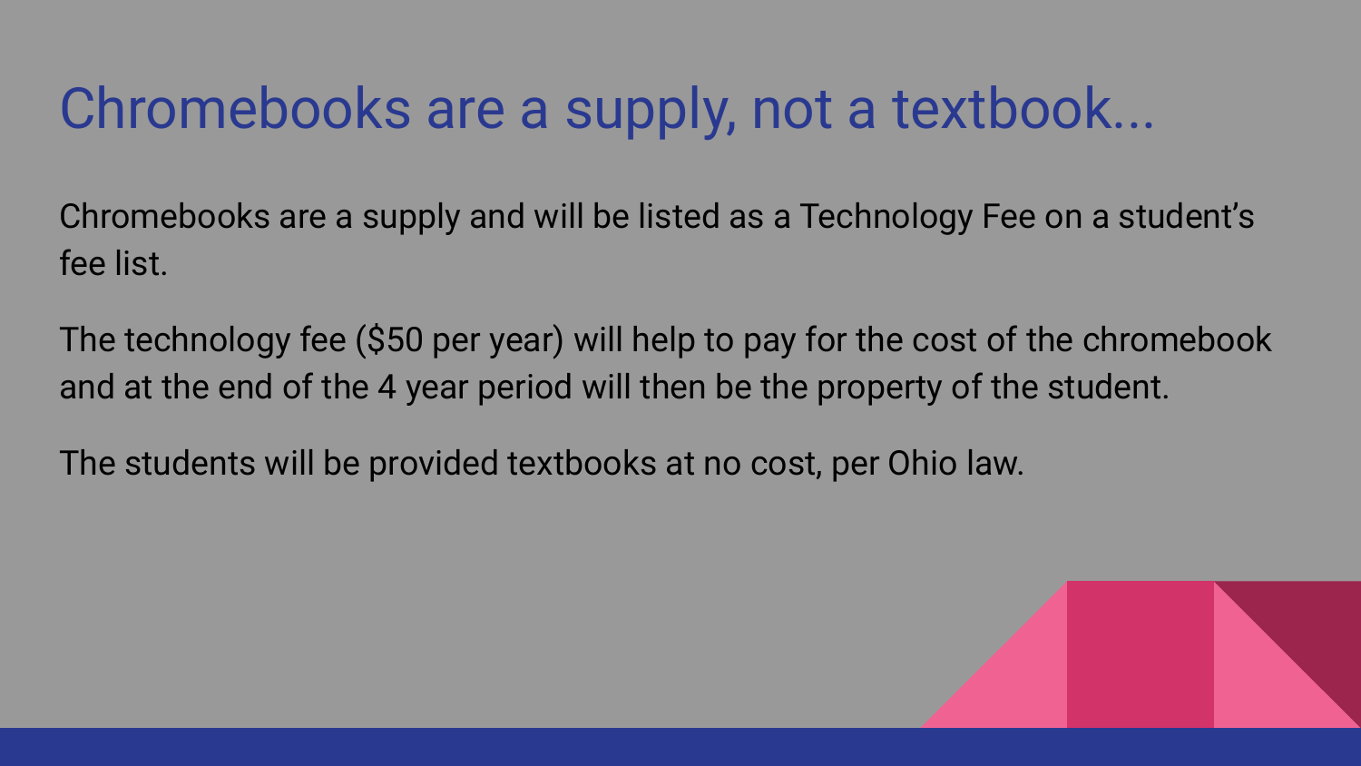# Chromebooks are a supply, not a textbook...

Chromebooks are a supply and will be listed as a Technology Fee on a student's fee list.

The technology fee ($50 per year) will help to pay for the cost of the chromebook and at the end of the 4 year period will then be the property of the student.

The students will be provided textbooks at no cost, per Ohio law.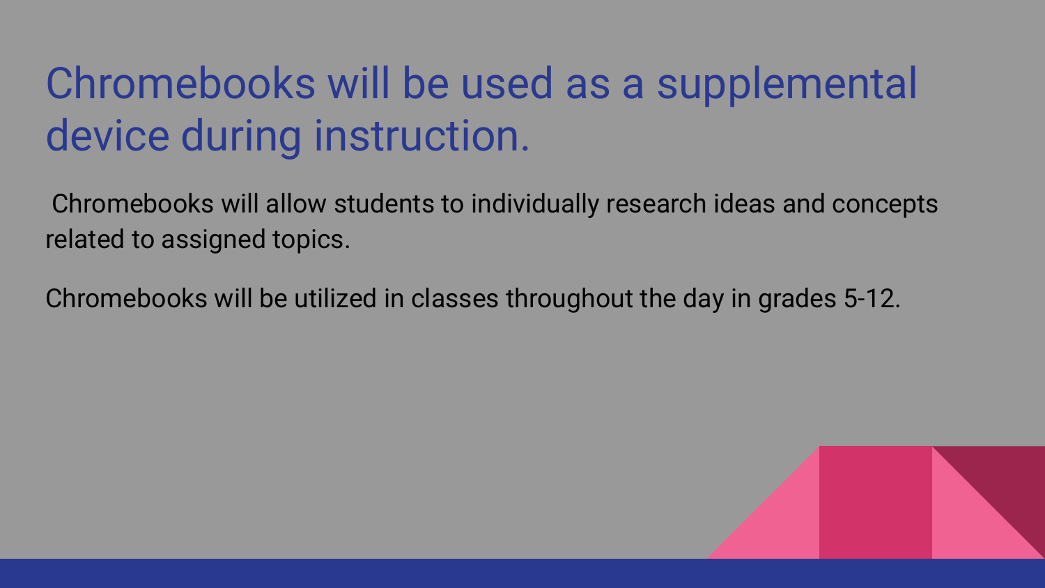# Chromebooks will be used as a supplemental device during instruction.

Chromebooks will allow students to individually research ideas and concepts related to assigned topics.

Chromebooks will be utilized in classes throughout the day in grades 5-12.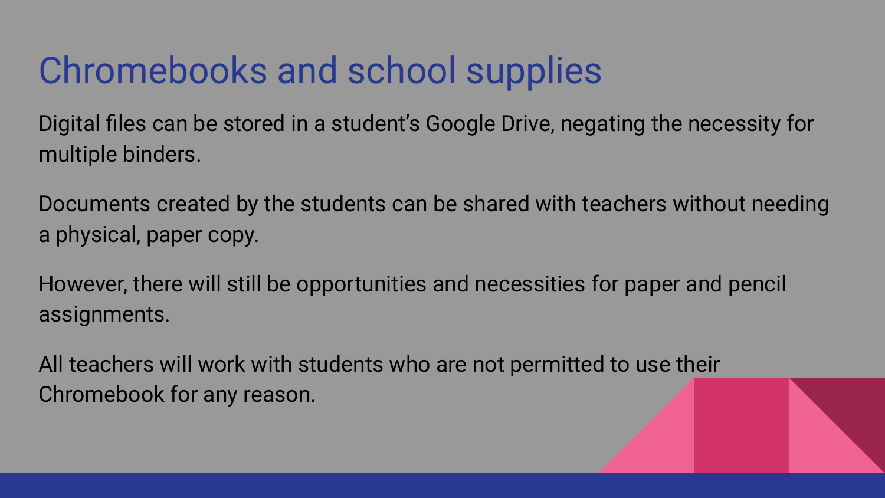# Chromebooks and school supplies

Digital files can be stored in a student's Google Drive, negating the necessity for multiple binders.

Documents created by the students can be shared with teachers without needing a physical, paper copy.

However, there will still be opportunities and necessities for paper and pencil assignments.

All teachers will work with students who are not permitted to use their Chromebook for any reason.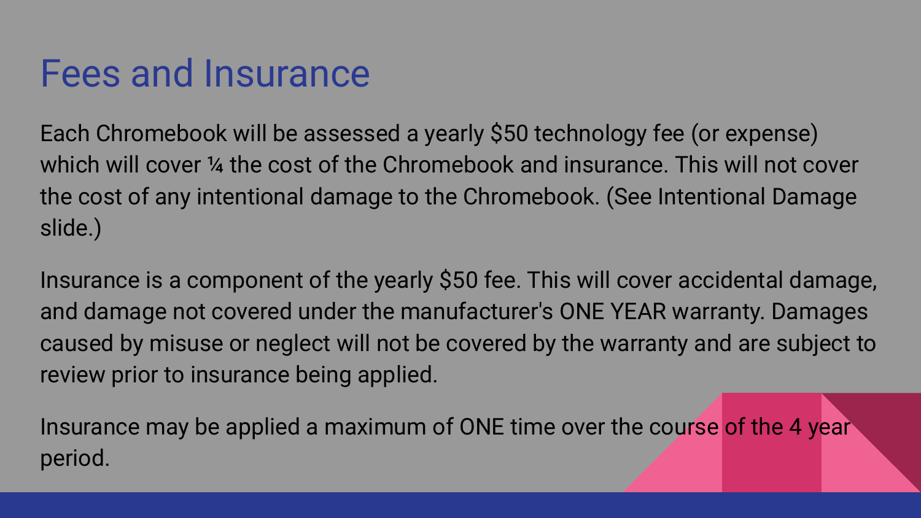# Fees and Insurance

Each Chromebook will be assessed a yearly $50 technology fee (or expense) which will cover ¼ the cost of the Chromebook and insurance. This will not cover the cost of any intentional damage to the Chromebook. (See Intentional Damage slide.)

Insurance is a component of the yearly $50 fee. This will cover accidental damage, and damage not covered under the manufacturer's ONE YEAR warranty. Damages caused by misuse or neglect will not be covered by the warranty and are subject to review prior to insurance being applied.

Insurance may be applied a maximum of ONE time over the course of the 4 year period.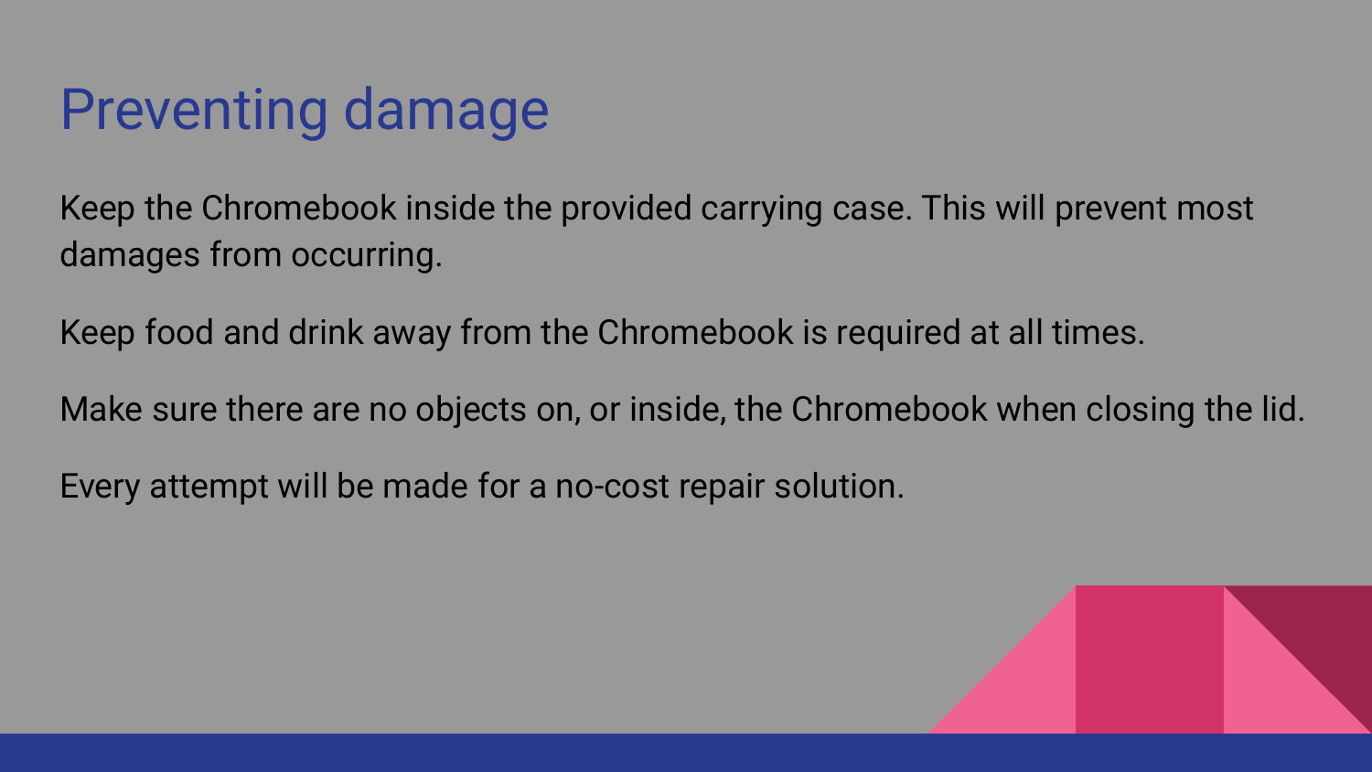# Preventing damage

Keep the Chromebook inside the provided carrying case. This will prevent most damages from occurring.

Keep food and drink away from the Chromebook is required at all times.

Make sure there are no objects on, or inside, the Chromebook when closing the lid.

Every attempt will be made for a no-cost repair solution.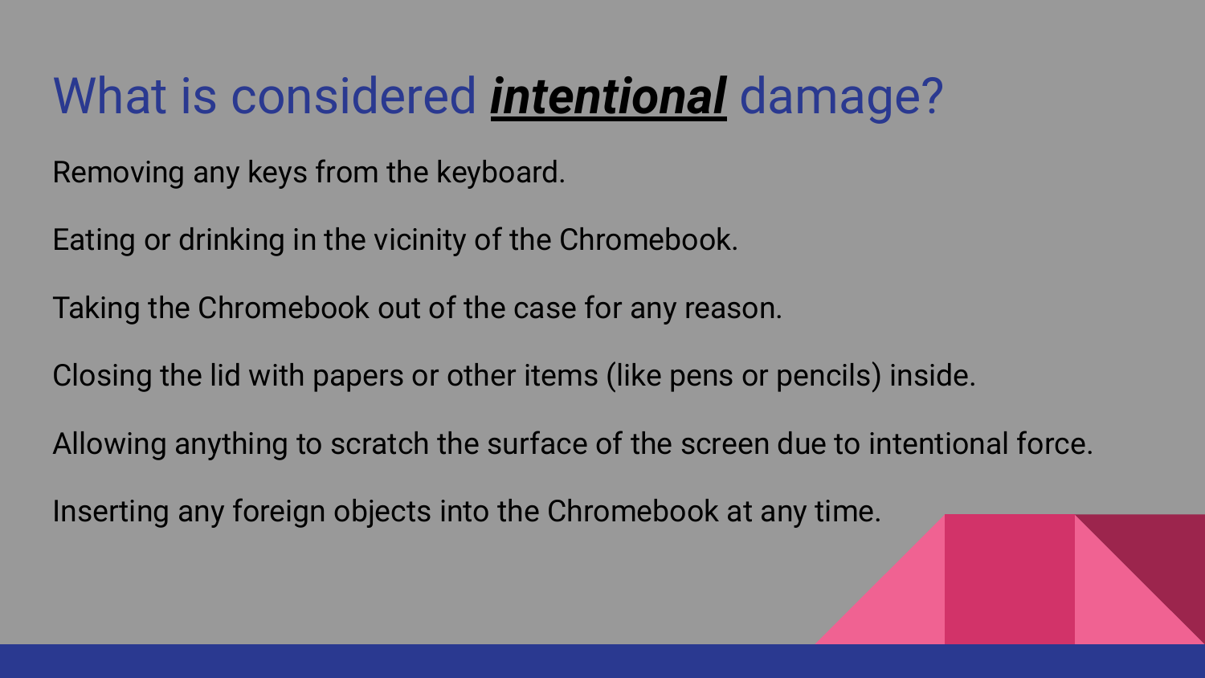# What is considered ***intentional*** damage?

Removing any keys from the keyboard.

Eating or drinking in the vicinity of the Chromebook.

Taking the Chromebook out of the case for any reason.

Closing the lid with papers or other items (like pens or pencils) inside.

Allowing anything to scratch the surface of the screen due to intentional force.

Inserting any foreign objects into the Chromebook at any time.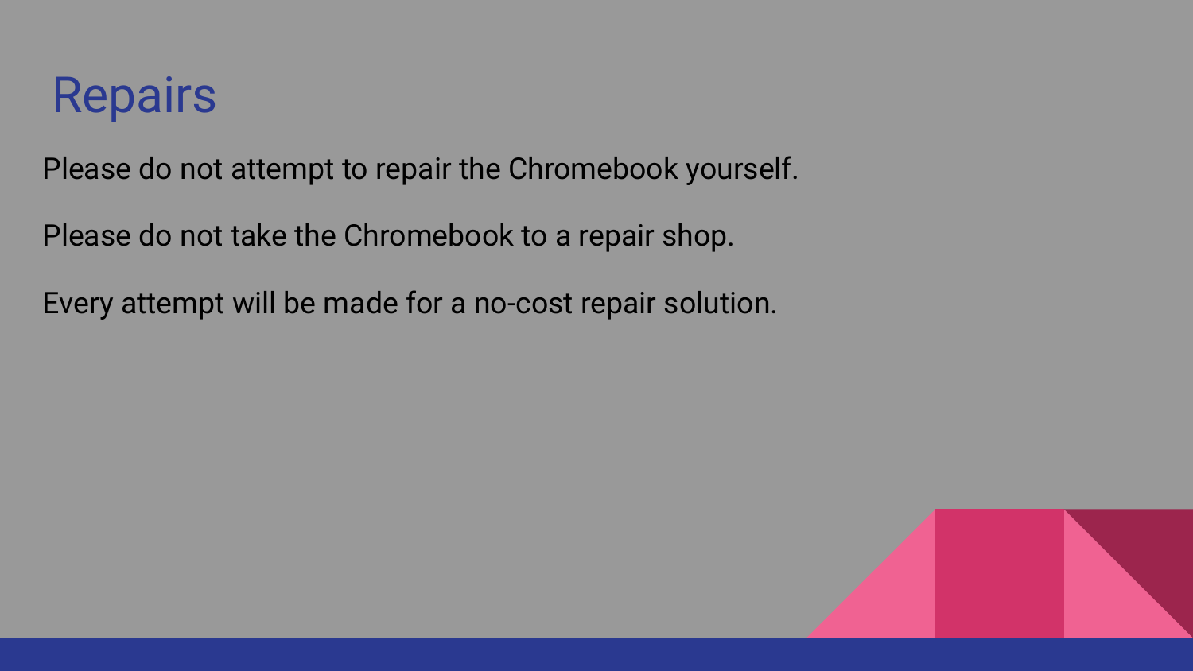# Repairs

Please do not attempt to repair the Chromebook yourself.

Please do not take the Chromebook to a repair shop.

Every attempt will be made for a no-cost repair solution.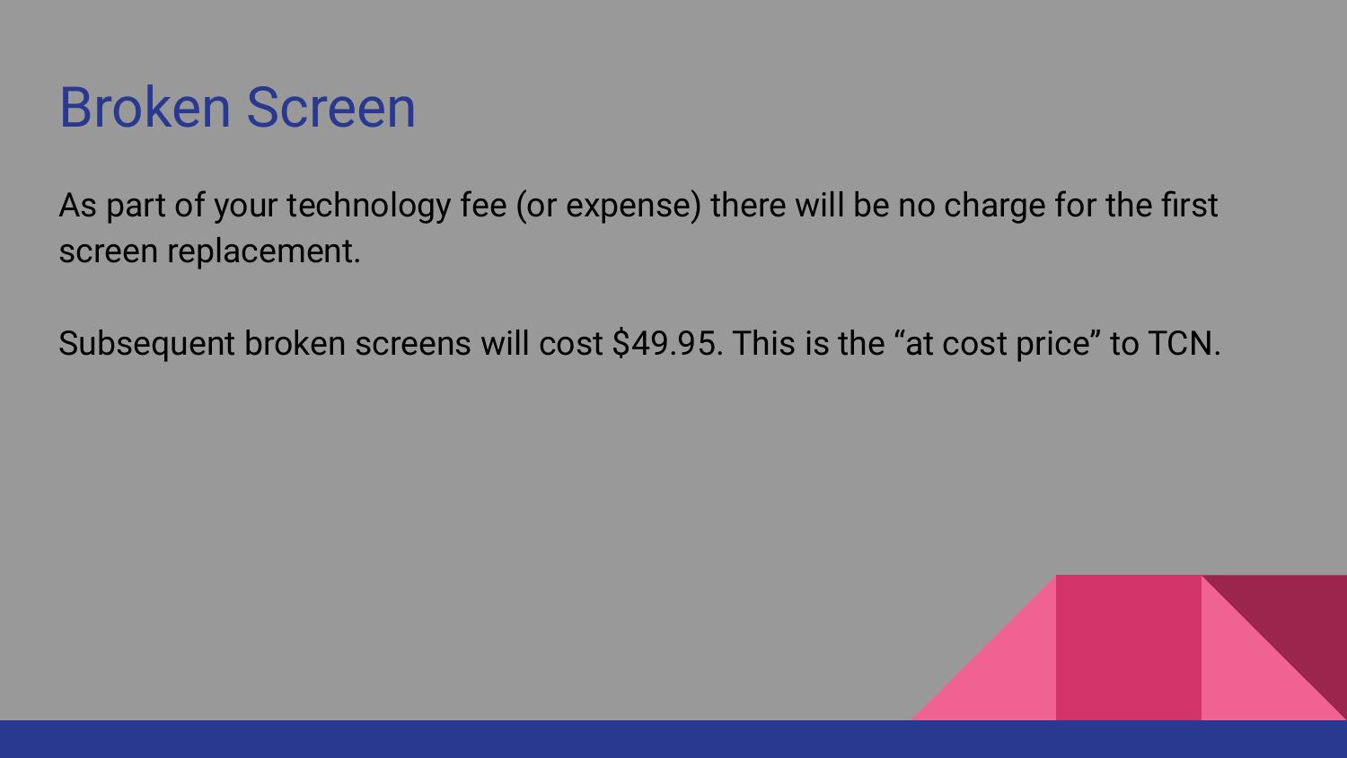# Broken Screen

As part of your technology fee (or expense) there will be no charge for the first screen replacement.

Subsequent broken screens will cost $49.95. This is the “at cost price” to TCN.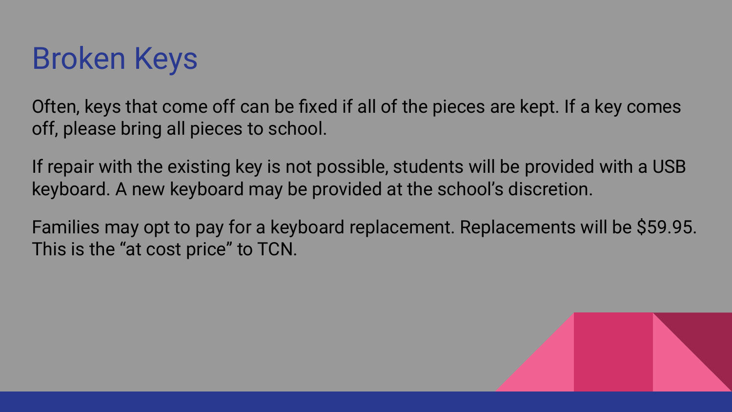# Broken Keys

Often, keys that come off can be fixed if all of the pieces are kept. If a key comes off, please bring all pieces to school.

If repair with the existing key is not possible, students will be provided with a USB keyboard. A new keyboard may be provided at the school's discretion.

Families may opt to pay for a keyboard replacement. Replacements will be $59.95. This is the "at cost price" to TCN.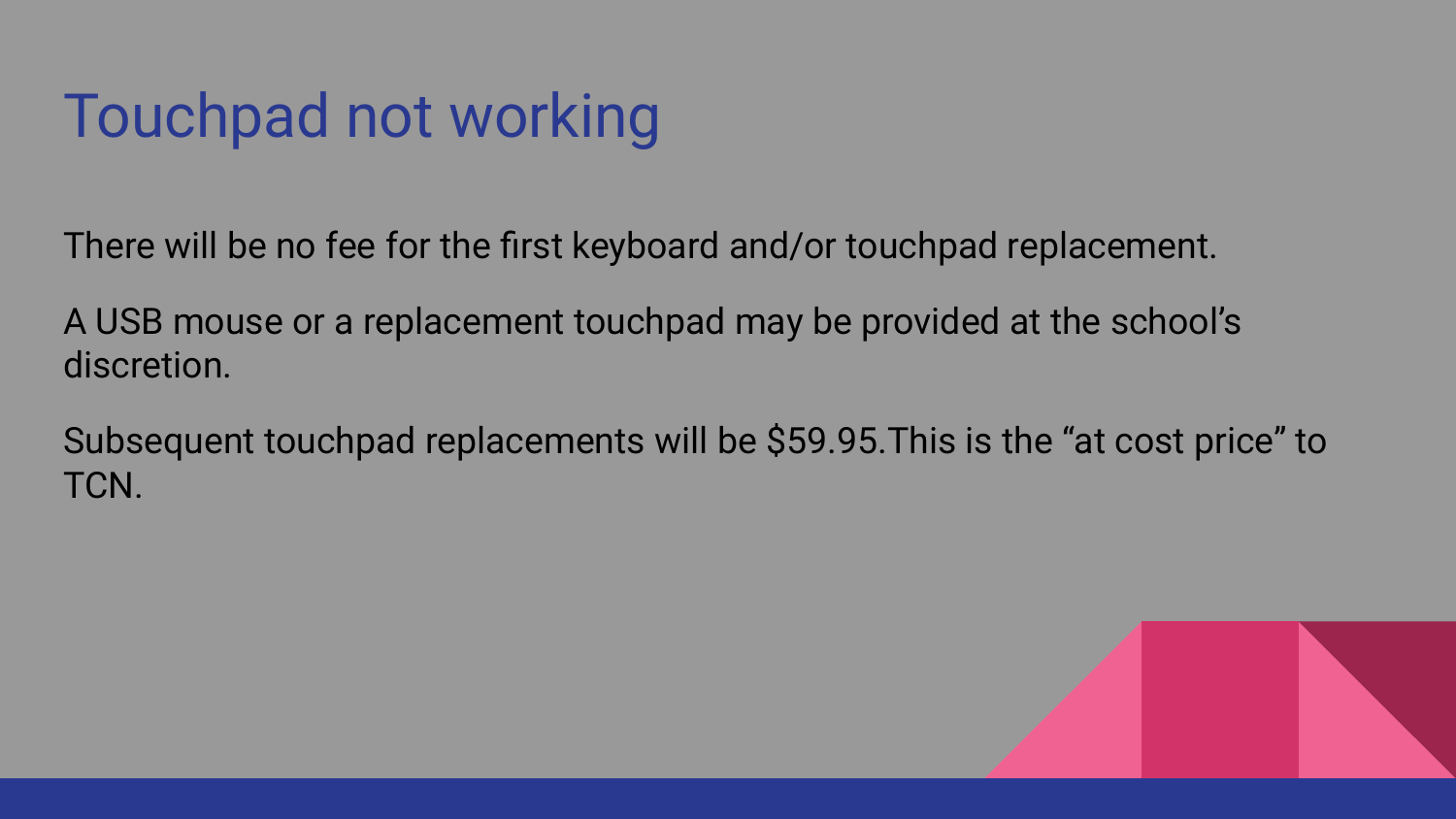# Touchpad not working

There will be no fee for the first keyboard and/or touchpad replacement.

A USB mouse or a replacement touchpad may be provided at the school's discretion.

Subsequent touchpad replacements will be $59.95.This is the "at cost price" to TCN.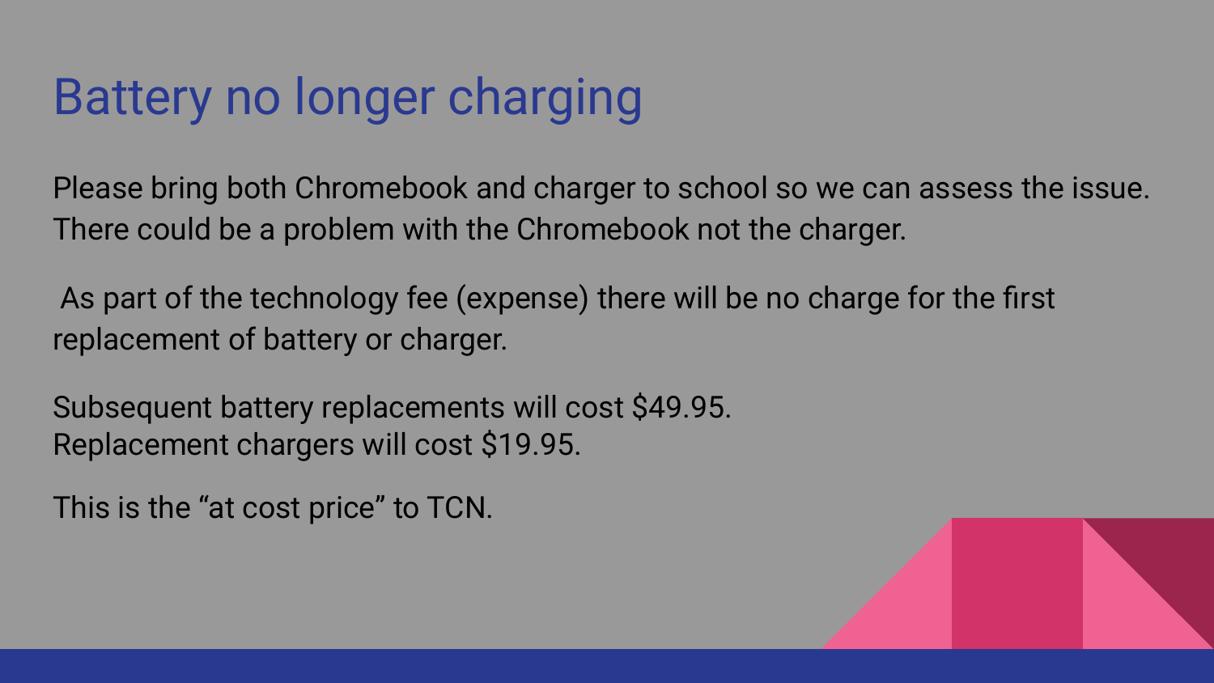# Battery no longer charging

Please bring both Chromebook and charger to school so we can assess the issue. There could be a problem with the Chromebook not the charger.

As part of the technology fee (expense) there will be no charge for the first replacement of battery or charger.

Subsequent battery replacements will cost $49.95.
Replacement chargers will cost $19.95.

This is the “at cost price” to TCN.